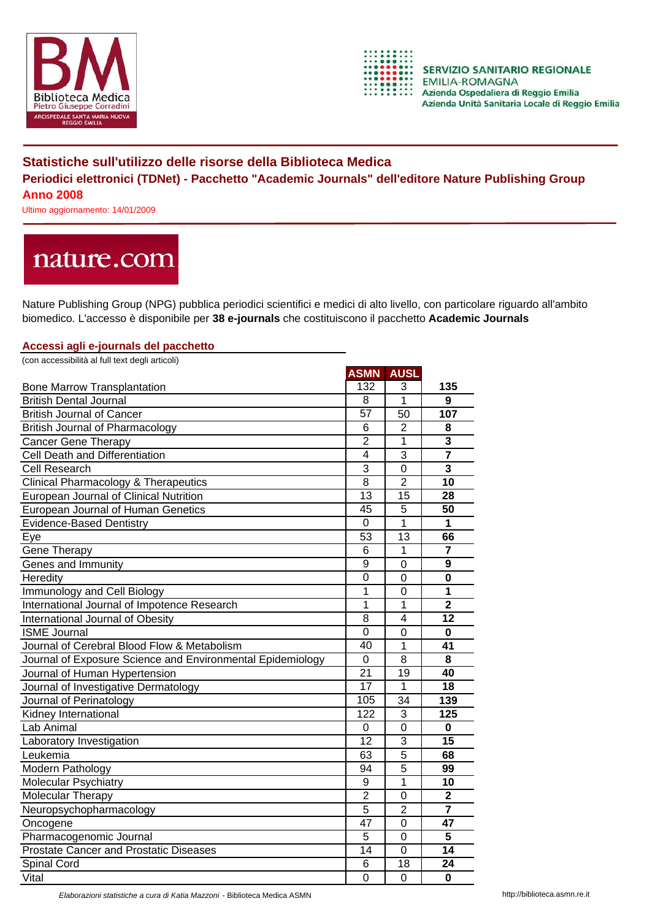## Statistiche sull'utilizzo delle risorse della Biblioteca Medica

### Periodici elettronici (TDNet) - Pacchetto "Academic Journals" dell'editore Nature Publishing Group

### Anno 2008

Ultimo aggiornamento: 14/01/2009

Nature Publishing Group (NPG) pubblica periodici scientifici e medici di alto livello, con particolare riguardo all'ambito biomedico. L'accesso è disponibile per **38 e-journals** che costituiscono il pacchetto **Academic Journals**

### Accessi agli e-journals del pacchetto

(con accessibilità al full text degli articoli)

| | ASMN | AUSL | |
|---|---|---|---|
| Bone Marrow Transplantation | 132 | 3 | **135** |
| British Dental Journal | 8 | 1 | **9** |
| British Journal of Cancer | 57 | 50 | **107** |
| British Journal of Pharmacology | 6 | 2 | **8** |
| Cancer Gene Therapy | 2 | 1 | **3** |
| Cell Death and Differentiation | 4 | 3 | **7** |
| Cell Research | 3 | 0 | **3** |
| Clinical Pharmacology & Therapeutics | 8 | 2 | **10** |
| European Journal of Clinical Nutrition | 13 | 15 | **28** |
| European Journal of Human Genetics | 45 | 5 | **50** |
| Evidence-Based Dentistry | 0 | 1 | **1** |
| Eye | 53 | 13 | **66** |
| Gene Therapy | 6 | 1 | **7** |
| Genes and Immunity | 9 | 0 | **9** |
| Heredity | 0 | 0 | **0** |
| Immunology and Cell Biology | 1 | 0 | **1** |
| International Journal of Impotence Research | 1 | 1 | **2** |
| International Journal of Obesity | 8 | 4 | **12** |
| ISME Journal | 0 | 0 | **0** |
| Journal of Cerebral Blood Flow & Metabolism | 40 | 1 | **41** |
| Journal of Exposure Science and Environmental Epidemiology | 0 | 8 | **8** |
| Journal of Human Hypertension | 21 | 19 | **40** |
| Journal of Investigative Dermatology | 17 | 1 | **18** |
| Journal of Perinatology | 105 | 34 | **139** |
| Kidney International | 122 | 3 | **125** |
| Lab Animal | 0 | 0 | **0** |
| Laboratory Investigation | 12 | 3 | **15** |
| Leukemia | 63 | 5 | **68** |
| Modern Pathology | 94 | 5 | **99** |
| Molecular Psychiatry | 9 | 1 | **10** |
| Molecular Therapy | 2 | 0 | **2** |
| Neuropsychopharmacology | 5 | 2 | **7** |
| Oncogene | 47 | 0 | **47** |
| Pharmacogenomic Journal | 5 | 0 | **5** |
| Prostate Cancer and Prostatic Diseases | 14 | 0 | **14** |
| Spinal Cord | 6 | 18 | **24** |
| Vital | 0 | 0 | **0** |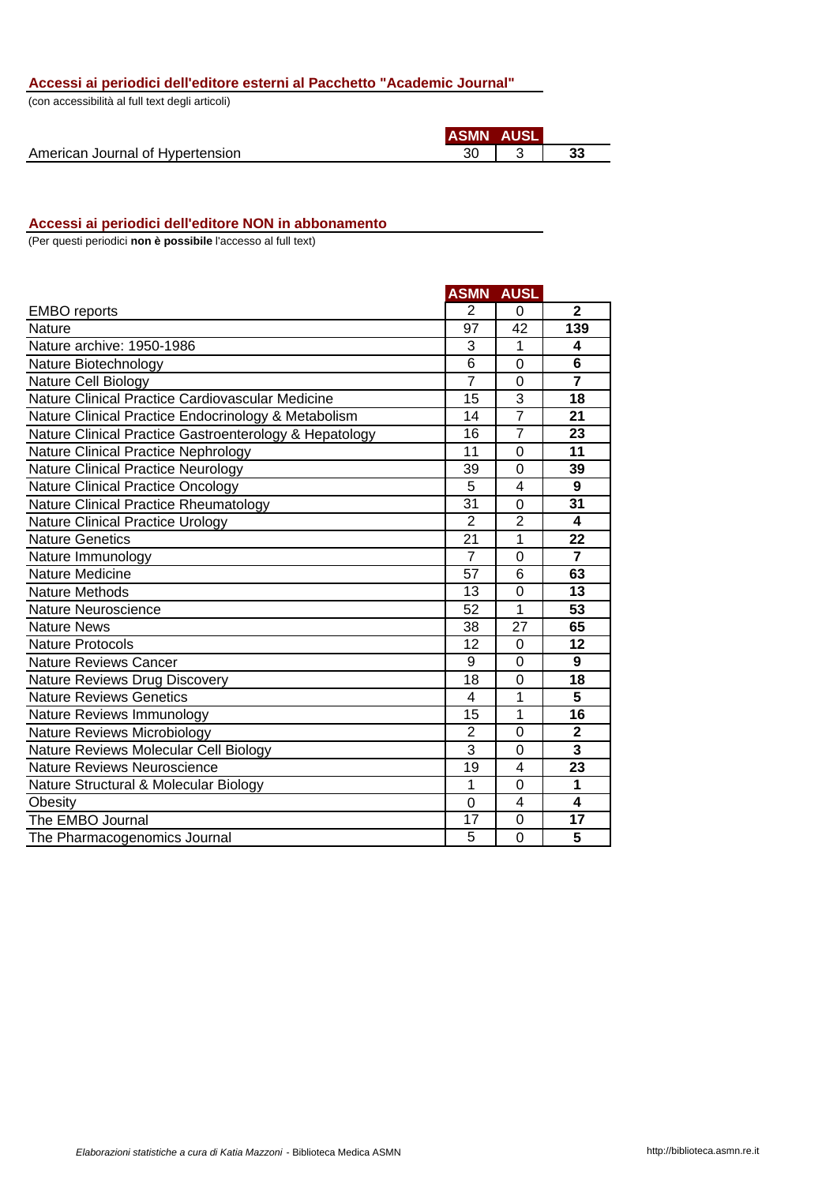## Accessi ai periodici dell'editore esterni al Pacchetto "Academic Journal"

(con accessibilità al full text degli articoli)

| | ASMN | AUSL | |
|---|---|---|---|
| American Journal of Hypertension | 30 | 3 | **33** |

## Accessi ai periodici dell'editore NON in abbonamento

(Per questi periodici **non è possibile** l'accesso al full text)

| | ASMN | AUSL | |
|---|---|---|---|
| EMBO reports | 2 | 0 | **2** |
| Nature | 97 | 42 | **139** |
| Nature archive: 1950-1986 | 3 | 1 | **4** |
| Nature Biotechnology | 6 | 0 | **6** |
| Nature Cell Biology | 7 | 0 | **7** |
| Nature Clinical Practice Cardiovascular Medicine | 15 | 3 | **18** |
| Nature Clinical Practice Endocrinology & Metabolism | 14 | 7 | **21** |
| Nature Clinical Practice Gastroenterology & Hepatology | 16 | 7 | **23** |
| Nature Clinical Practice Nephrology | 11 | 0 | **11** |
| Nature Clinical Practice Neurology | 39 | 0 | **39** |
| Nature Clinical Practice Oncology | 5 | 4 | **9** |
| Nature Clinical Practice Rheumatology | 31 | 0 | **31** |
| Nature Clinical Practice Urology | 2 | 2 | **4** |
| Nature Genetics | 21 | 1 | **22** |
| Nature Immunology | 7 | 0 | **7** |
| Nature Medicine | 57 | 6 | **63** |
| Nature Methods | 13 | 0 | **13** |
| Nature Neuroscience | 52 | 1 | **53** |
| Nature News | 38 | 27 | **65** |
| Nature Protocols | 12 | 0 | **12** |
| Nature Reviews Cancer | 9 | 0 | **9** |
| Nature Reviews Drug Discovery | 18 | 0 | **18** |
| Nature Reviews Genetics | 4 | 1 | **5** |
| Nature Reviews Immunology | 15 | 1 | **16** |
| Nature Reviews Microbiology | 2 | 0 | **2** |
| Nature Reviews Molecular Cell Biology | 3 | 0 | **3** |
| Nature Reviews Neuroscience | 19 | 4 | **23** |
| Nature Structural & Molecular Biology | 1 | 0 | **1** |
| Obesity | 0 | 4 | **4** |
| The EMBO Journal | 17 | 0 | **17** |
| The Pharmacogenomics Journal | 5 | 0 | **5** |